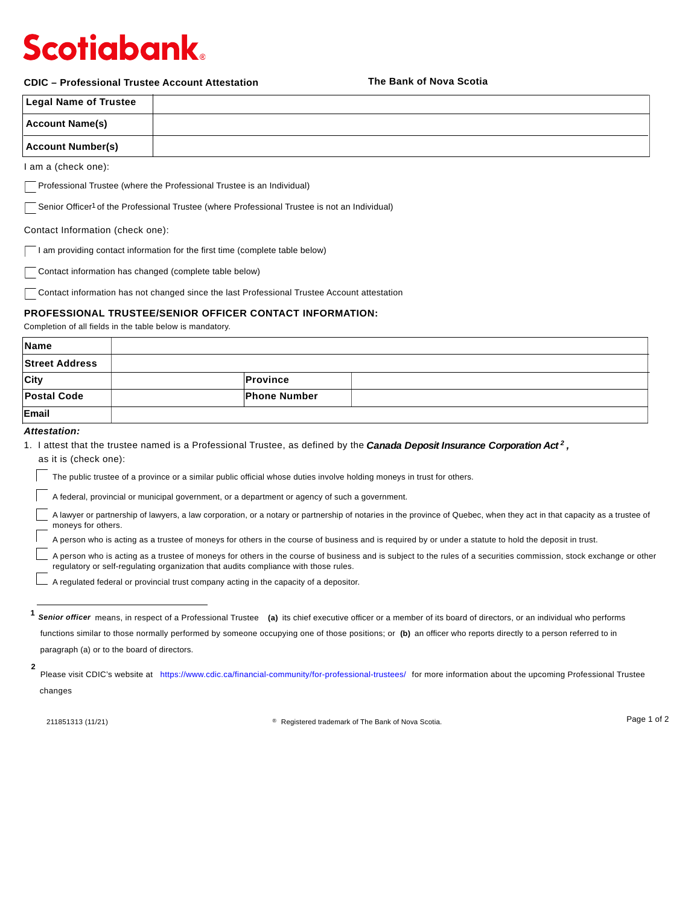Scotiabank®

**CDIC – Professional Trustee Account Attestation** **The Bank of Nova Scotia**

| **Legal Name of Trustee** | |
|---|---|
| **Account Name(s)** | |
| **Account Number(s)** | |

I am a (check one):

- ☐ Professional Trustee (where the Professional Trustee is an Individual)
- ☐ Senior Officer[1] of the Professional Trustee (where Professional Trustee is not an Individual)

Contact Information (check one):

- ☐ I am providing contact information for the first time (complete table below)
- ☐ Contact information has changed (complete table below)
- ☐ Contact information has not changed since the last Professional Trustee Account attestation

### PROFESSIONAL TRUSTEE/SENIOR OFFICER CONTACT INFORMATION:

Completion of all fields in the table below is mandatory.

| **Name** | | | |
|---|---|---|---|
| **Street Address** | | | |
| **City** | | **Province** | |
| **Postal Code** | | **Phone Number** | |
| **Email** | | | |

***Attestation:***

1. I attest that the trustee named is a Professional Trustee, as defined by the ***Canada Deposit Insurance Corporation Act***[2]**,** as it is (check one):
   - ☐ The public trustee of a province or a similar public official whose duties involve holding moneys in trust for others.
   - ☐ A federal, provincial or municipal government, or a department or agency of such a government.
   - ☐ A lawyer or partnership of lawyers, a law corporation, or a notary or partnership of notaries in the province of Quebec, when they act in that capacity as a trustee of moneys for others.
   - ☐ A person who is acting as a trustee of moneys for others in the course of business and is required by or under a statute to hold the deposit in trust.
   - ☐ A person who is acting as a trustee of moneys for others in the course of business and is subject to the rules of a securities commission, stock exchange or other regulatory or self-regulating organization that audits compliance with those rules.
   - ☐ A regulated federal or provincial trust company acting in the capacity of a depositor.

---

[1] ***Senior officer*** means, in respect of a Professional Trustee **(a)** its chief executive officer or a member of its board of directors, or an individual who performs functions similar to those normally performed by someone occupying one of those positions; or **(b)** an officer who reports directly to a person referred to in paragraph (a) or to the board of directors.

[2] Please visit CDIC's website at https://www.cdic.ca/financial-community/for-professional-trustees/ for more information about the upcoming Professional Trustee changes

211851313 (11/21) ® Registered trademark of The Bank of Nova Scotia.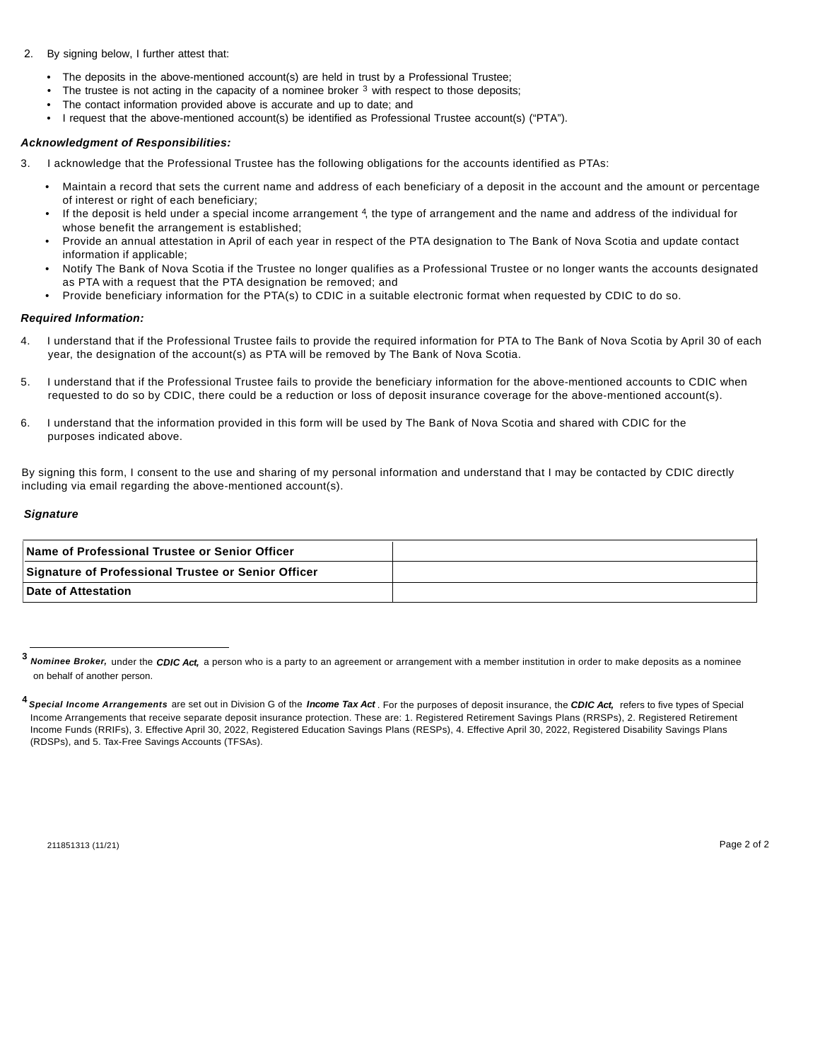2. By signing below, I further attest that:

   - The deposits in the above-mentioned account(s) are held in trust by a Professional Trustee;
   - The trustee is not acting in the capacity of a nominee broker [3] with respect to those deposits;
   - The contact information provided above is accurate and up to date; and
   - I request that the above-mentioned account(s) be identified as Professional Trustee account(s) ("PTA").

***Acknowledgment of Responsibilities:***

3. I acknowledge that the Professional Trustee has the following obligations for the accounts identified as PTAs:

   - Maintain a record that sets the current name and address of each beneficiary of a deposit in the account and the amount or percentage of interest or right of each beneficiary;
   - If the deposit is held under a special income arrangement [4], the type of arrangement and the name and address of the individual for whose benefit the arrangement is established;
   - Provide an annual attestation in April of each year in respect of the PTA designation to The Bank of Nova Scotia and update contact information if applicable;
   - Notify The Bank of Nova Scotia if the Trustee no longer qualifies as a Professional Trustee or no longer wants the accounts designated as PTA with a request that the PTA designation be removed; and
   - Provide beneficiary information for the PTA(s) to CDIC in a suitable electronic format when requested by CDIC to do so.

***Required Information:***

4. I understand that if the Professional Trustee fails to provide the required information for PTA to The Bank of Nova Scotia by April 30 of each year, the designation of the account(s) as PTA will be removed by The Bank of Nova Scotia.

5. I understand that if the Professional Trustee fails to provide the beneficiary information for the above-mentioned accounts to CDIC when requested to do so by CDIC, there could be a reduction or loss of deposit insurance coverage for the above-mentioned account(s).

6. I understand that the information provided in this form will be used by The Bank of Nova Scotia and shared with CDIC for the purposes indicated above.

By signing this form, I consent to the use and sharing of my personal information and understand that I may be contacted by CDIC directly including via email regarding the above-mentioned account(s).

***Signature***

| | |
|---|---|
| **Name of Professional Trustee or Senior Officer** | |
| **Signature of Professional Trustee or Senior Officer** | |
| **Date of Attestation** | |

---

[3] ***Nominee Broker,*** under the ***CDIC Act,*** a person who is a party to an agreement or arrangement with a member institution in order to make deposits as a nominee on behalf of another person.

[4] ***Special Income Arrangements*** are set out in Division G of the ***Income Tax Act***. For the purposes of deposit insurance, the ***CDIC Act,*** refers to five types of Special Income Arrangements that receive separate deposit insurance protection. These are: 1. Registered Retirement Savings Plans (RRSPs), 2. Registered Retirement Income Funds (RRIFs), 3. Effective April 30, 2022, Registered Education Savings Plans (RESPs), 4. Effective April 30, 2022, Registered Disability Savings Plans (RDSPs), and 5. Tax-Free Savings Accounts (TFSAs).

211851313 (11/21)